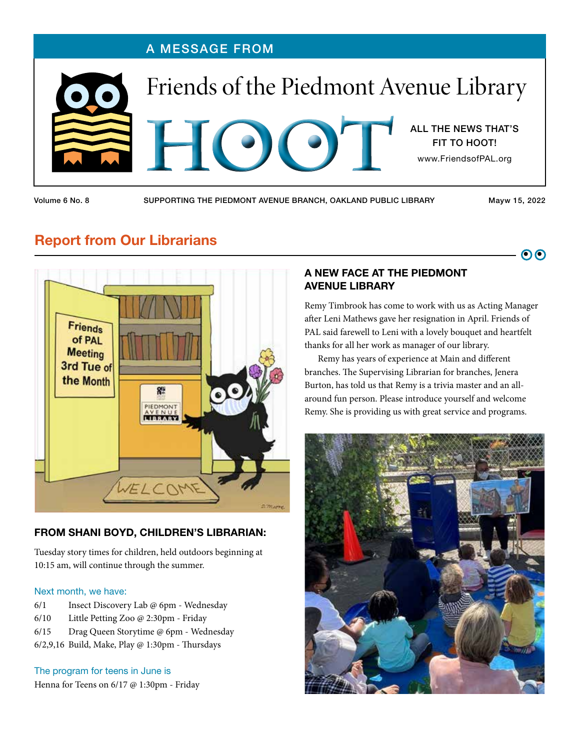A MESSAGE FROM

# Friends of the Piedmont Avenue Library

# HOOT

ALL THE NEWS THAT'S FIT TO HOOT!

www.FriendsofPAL.org

Volume 6 No. 8 — SUPPORTING THE PIEDMONT AVENUE BRANCH, OAKLAND PUBLIC LIBRARY — Mayw 15, 2022

## Report from Our Librarians

### FROM SHANI BOYD, CHILDREN'S LIBRARIAN:

Tuesday story times for children, held outdoors beginning at 10:15 am, will continue through the summer.

Next month, we have:

6/1 Insect Discovery Lab @ 6pm - Wednesday
6/10 Little Petting Zoo @ 2:30pm - Friday
6/15 Drag Queen Storytime @ 6pm - Wednesday
6/2,9,16 Build, Make, Play @ 1:30pm - Thursdays

The program for teens in June is

Henna for Teens on 6/17 @ 1:30pm - Friday

### A NEW FACE AT THE PIEDMONT AVENUE LIBRARY

Remy Timbrook has come to work with us as Acting Manager after Leni Mathews gave her resignation in April. Friends of PAL said farewell to Leni with a lovely bouquet and heartfelt thanks for all her work as manager of our library.

Remy has years of experience at Main and different branches. The Supervising Librarian for branches, Jenera Burton, has told us that Remy is a trivia master and an all-around fun person. Please introduce yourself and welcome Remy. She is providing us with great service and programs.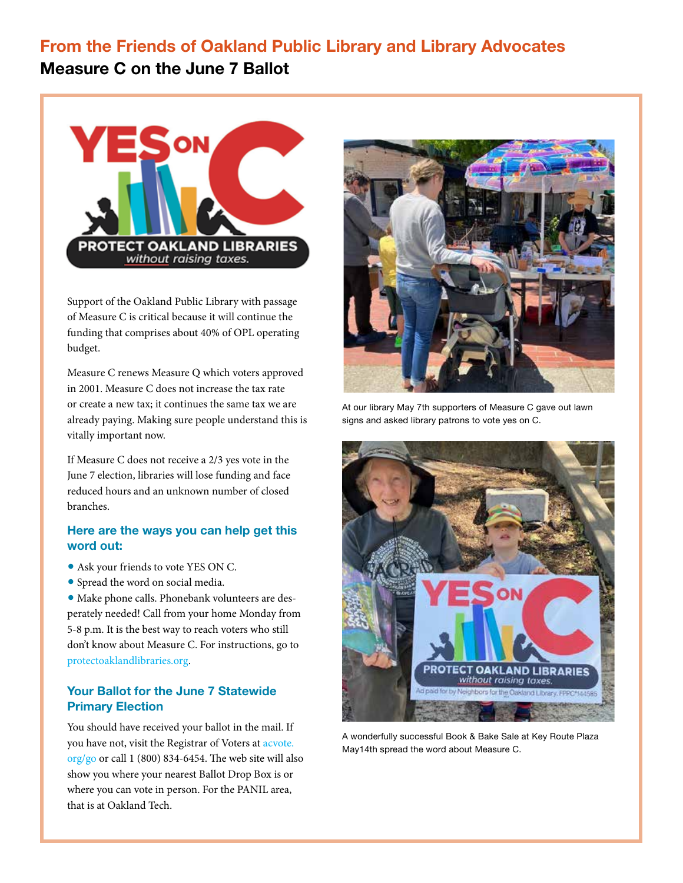## From the Friends of Oakland Public Library and Library Advocates

# Measure C on the June 7 Ballot

Support of the Oakland Public Library with passage of Measure C is critical because it will continue the funding that comprises about 40% of OPL operating budget.

Measure C renews Measure Q which voters approved in 2001. Measure C does not increase the tax rate or create a new tax; it continues the same tax we are already paying. Making sure people understand this is vitally important now.

If Measure C does not receive a 2/3 yes vote in the June 7 election, libraries will lose funding and face reduced hours and an unknown number of closed branches.

### Here are the ways you can help get this word out:

- Ask your friends to vote YES ON C.
- Spread the word on social media.
- Make phone calls. Phonebank volunteers are desperately needed! Call from your home Monday from 5-8 p.m. It is the best way to reach voters who still don't know about Measure C. For instructions, go to protectoaklandlibraries.org.

### Your Ballot for the June 7 Statewide Primary Election

You should have received your ballot in the mail. If you have not, visit the Registrar of Voters at acvote.org/go or call 1 (800) 834-6454. The web site will also show you where your nearest Ballot Drop Box is or where you can vote in person. For the PANIL area, that is at Oakland Tech.

At our library May 7th supporters of Measure C gave out lawn signs and asked library patrons to vote yes on C.

A wonderfully successful Book & Bake Sale at Key Route Plaza May14th spread the word about Measure C.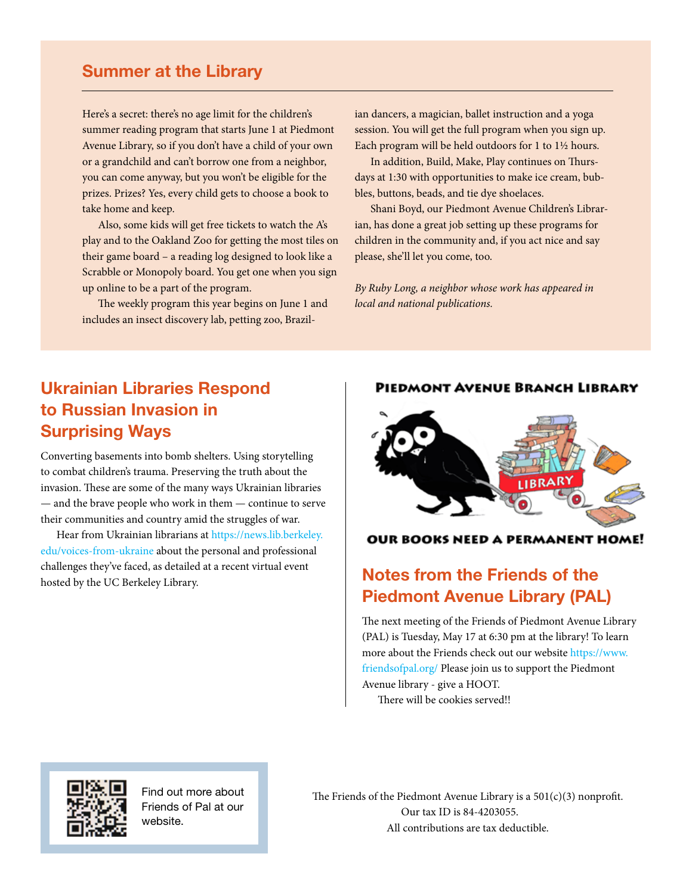## Summer at the Library

Here's a secret: there's no age limit for the children's summer reading program that starts June 1 at Piedmont Avenue Library, so if you don't have a child of your own or a grandchild and can't borrow one from a neighbor, you can come anyway, but you won't be eligible for the prizes. Prizes? Yes, every child gets to choose a book to take home and keep.

Also, some kids will get free tickets to watch the A's play and to the Oakland Zoo for getting the most tiles on their game board – a reading log designed to look like a Scrabble or Monopoly board. You get one when you sign up online to be a part of the program.

The weekly program this year begins on June 1 and includes an insect discovery lab, petting zoo, Brazilian dancers, a magician, ballet instruction and a yoga session. You will get the full program when you sign up. Each program will be held outdoors for 1 to 1½ hours.

In addition, Build, Make, Play continues on Thursdays at 1:30 with opportunities to make ice cream, bubbles, buttons, beads, and tie dye shoelaces.

Shani Boyd, our Piedmont Avenue Children's Librarian, has done a great job setting up these programs for children in the community and, if you act nice and say please, she'll let you come, too.

*By Ruby Long, a neighbor whose work has appeared in local and national publications.*

## Ukrainian Libraries Respond to Russian Invasion in Surprising Ways

Converting basements into bomb shelters. Using storytelling to combat children's trauma. Preserving the truth about the invasion. These are some of the many ways Ukrainian libraries — and the brave people who work in them — continue to serve their communities and country amid the struggles of war.

Hear from Ukrainian librarians at https://news.lib.berkeley.edu/voices-from-ukraine about the personal and professional challenges they've faced, as detailed at a recent virtual event hosted by the UC Berkeley Library.

**Piedmont Avenue Branch Library**

**OUR BOOKS NEED A PERMANENT HOME!**

## Notes from the Friends of the Piedmont Avenue Library (PAL)

The next meeting of the Friends of Piedmont Avenue Library (PAL) is Tuesday, May 17 at 6:30 pm at the library! To learn more about the Friends check out our website https://www.friendsofpal.org/ Please join us to support the Piedmont Avenue library - give a HOOT.

There will be cookies served!!

Find out more about Friends of Pal at our website.

The Friends of the Piedmont Avenue Library is a 501(c)(3) nonprofit.
Our tax ID is 84-4203055.
All contributions are tax deductible.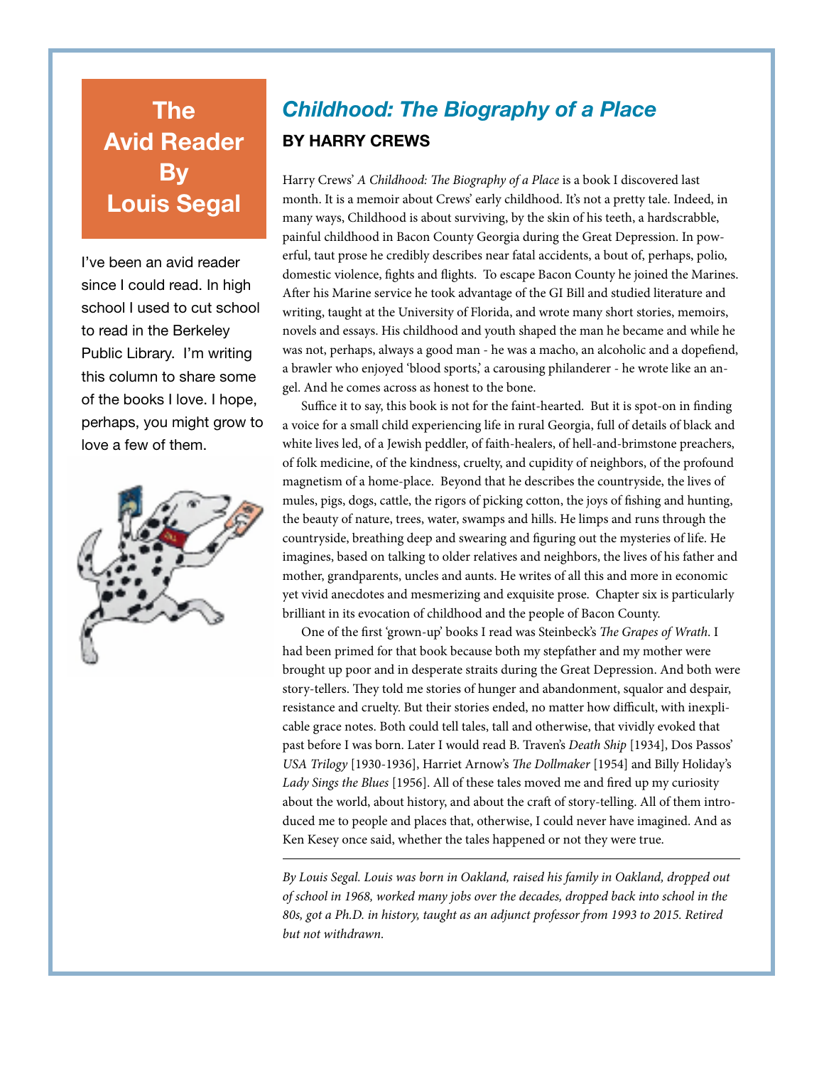# The Avid Reader By Louis Segal

I've been an avid reader since I could read. In high school I used to cut school to read in the Berkeley Public Library. I'm writing this column to share some of the books I love. I hope, perhaps, you might grow to love a few of them.

## *Childhood: The Biography of a Place*

### BY HARRY CREWS

Harry Crews' *A Childhood: The Biography of a Place* is a book I discovered last month. It is a memoir about Crews' early childhood. It's not a pretty tale. Indeed, in many ways, Childhood is about surviving, by the skin of his teeth, a hardscrabble, painful childhood in Bacon County Georgia during the Great Depression. In powerful, taut prose he credibly describes near fatal accidents, a bout of, perhaps, polio, domestic violence, fights and flights. To escape Bacon County he joined the Marines. After his Marine service he took advantage of the GI Bill and studied literature and writing, taught at the University of Florida, and wrote many short stories, memoirs, novels and essays. His childhood and youth shaped the man he became and while he was not, perhaps, always a good man - he was a macho, an alcoholic and a dopefiend, a brawler who enjoyed 'blood sports,' a carousing philanderer - he wrote like an angel. And he comes across as honest to the bone.

Suffice it to say, this book is not for the faint-hearted. But it is spot-on in finding a voice for a small child experiencing life in rural Georgia, full of details of black and white lives led, of a Jewish peddler, of faith-healers, of hell-and-brimstone preachers, of folk medicine, of the kindness, cruelty, and cupidity of neighbors, of the profound magnetism of a home-place. Beyond that he describes the countryside, the lives of mules, pigs, dogs, cattle, the rigors of picking cotton, the joys of fishing and hunting, the beauty of nature, trees, water, swamps and hills. He limps and runs through the countryside, breathing deep and swearing and figuring out the mysteries of life. He imagines, based on talking to older relatives and neighbors, the lives of his father and mother, grandparents, uncles and aunts. He writes of all this and more in economic yet vivid anecdotes and mesmerizing and exquisite prose. Chapter six is particularly brilliant in its evocation of childhood and the people of Bacon County.

One of the first 'grown-up' books I read was Steinbeck's *The Grapes of Wrath*. I had been primed for that book because both my stepfather and my mother were brought up poor and in desperate straits during the Great Depression. And both were story-tellers. They told me stories of hunger and abandonment, squalor and despair, resistance and cruelty. But their stories ended, no matter how difficult, with inexplicable grace notes. Both could tell tales, tall and otherwise, that vividly evoked that past before I was born. Later I would read B. Traven's *Death Ship* [1934], Dos Passos' *USA Trilogy* [1930-1936], Harriet Arnow's *The Dollmaker* [1954] and Billy Holiday's *Lady Sings the Blues* [1956]. All of these tales moved me and fired up my curiosity about the world, about history, and about the craft of story-telling. All of them introduced me to people and places that, otherwise, I could never have imagined. And as Ken Kesey once said, whether the tales happened or not they were true.

---

*By Louis Segal. Louis was born in Oakland, raised his family in Oakland, dropped out of school in 1968, worked many jobs over the decades, dropped back into school in the 80s, got a Ph.D. in history, taught as an adjunct professor from 1993 to 2015. Retired but not withdrawn.*